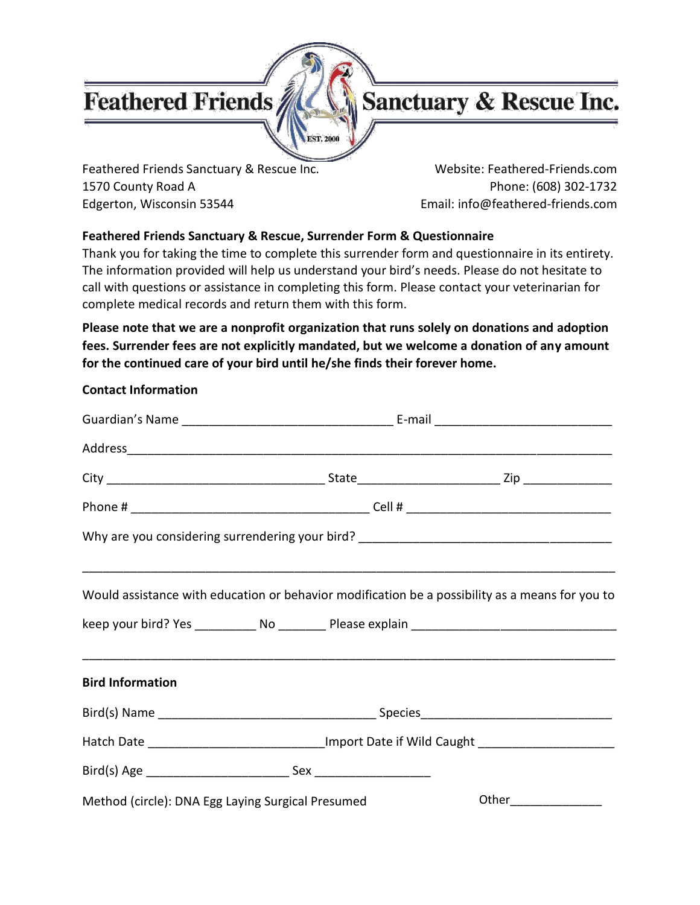# Feathered Friends Sanctuary & Rescue Inc.

EST. 2000

Feathered Friends Sanctuary & Rescue Inc.
1570 County Road A
Edgerton, Wisconsin 53544

Website: Feathered-Friends.com
Phone: (608) 302-1732
Email: info@feathered-friends.com

**Feathered Friends Sanctuary & Rescue, Surrender Form & Questionnaire**

Thank you for taking the time to complete this surrender form and questionnaire in its entirety. The information provided will help us understand your bird's needs. Please do not hesitate to call with questions or assistance in completing this form. Please contact your veterinarian for complete medical records and return them with this form.

**Please note that we are a nonprofit organization that runs solely on donations and adoption fees. Surrender fees are not explicitly mandated, but we welcome a donation of any amount for the continued care of your bird until he/she finds their forever home.**

**Contact Information**

Guardian's Name _______________________________ E-mail __________________________

Address_____________________________________________________________________

City ________________________________ State____________________ Zip _____________

Phone # ___________________________________ Cell # ______________________________

Why are you considering surrendering your bird? ____________________________________

____________________________________________________________________________

Would assistance with education or behavior modification be a possibility as a means for you to keep your bird? Yes _________ No _______ Please explain ______________________________

____________________________________________________________________________

**Bird Information**

Bird(s) Name ________________________________ Species___________________________

Hatch Date __________________________Import Date if Wild Caught ___________________

Bird(s) Age _____________________ Sex _________________

Method (circle): DNA Egg Laying Surgical Presumed Other_____________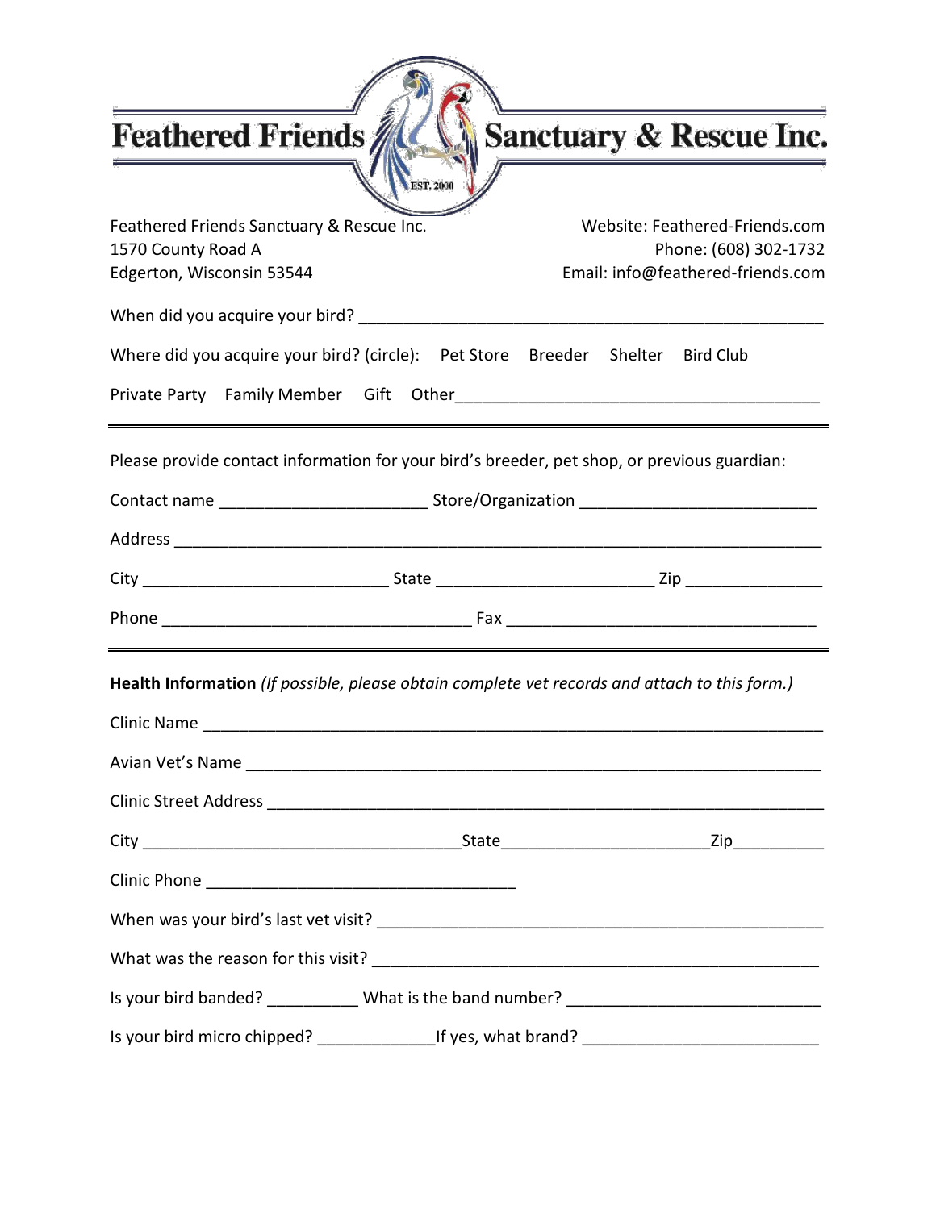# Feathered Friends Sanctuary & Rescue Inc.

EST. 2000

Feathered Friends Sanctuary & Rescue Inc.
1570 County Road A
Edgerton, Wisconsin 53544

Website: Feathered-Friends.com
Phone: (608) 302-1732
Email: info@feathered-friends.com

When did you acquire your bird? ____________________________________________________

Where did you acquire your bird? (circle): Pet Store  Breeder  Shelter  Bird Club

Private Party  Family Member  Gift  Other________________________________________

---

Please provide contact information for your bird's breeder, pet shop, or previous guardian:

Contact name ______________________ Store/Organization _________________________

Address ___________________________________________________________________

City __________________________ State _______________________ Zip _______________

Phone _________________________________ Fax _________________________________

---

**Health Information** *(If possible, please obtain complete vet records and attach to this form.)*

Clinic Name _______________________________________________________________

Avian Vet's Name ____________________________________________________________

Clinic Street Address _________________________________________________________

City ___________________________________State______________________Zip__________

Clinic Phone _________________________________

When was your bird's last vet visit? _______________________________________________

What was the reason for this visit? _______________________________________________

Is your bird banded? __________ What is the band number? ___________________________

Is your bird micro chipped? _____________If yes, what brand? _________________________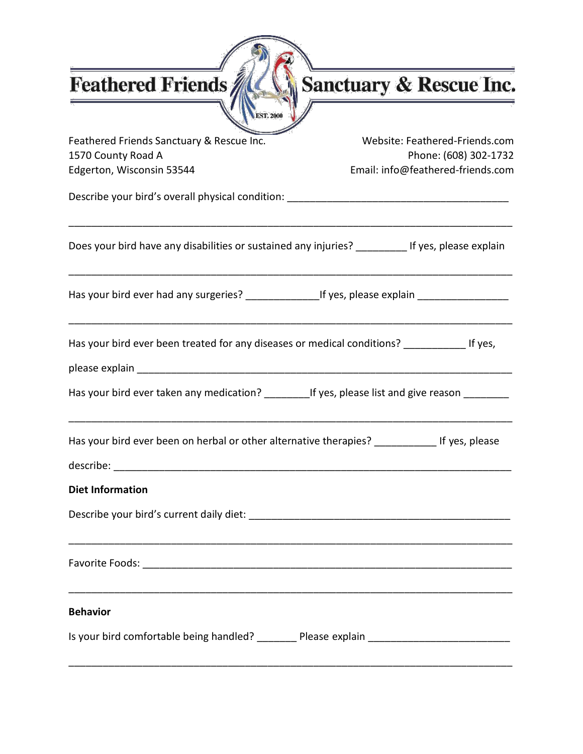# Feathered Friends Sanctuary & Rescue Inc.

EST. 2000

Feathered Friends Sanctuary & Rescue Inc.
1570 County Road A
Edgerton, Wisconsin 53544

Website: Feathered-Friends.com
Phone: (608) 302-1732
Email: info@feathered-friends.com

Describe your bird's overall physical condition: ________________________________________

____________________________________________________________________________

Does your bird have any disabilities or sustained any injuries? _________ If yes, please explain

____________________________________________________________________________

Has your bird ever had any surgeries? _____________If yes, please explain ________________

____________________________________________________________________________

Has your bird ever been treated for any diseases or medical conditions? ___________ If yes, please explain ______________________________________________________________

Has your bird ever taken any medication? ________If yes, please list and give reason ________

____________________________________________________________________________

Has your bird ever been on herbal or other alternative therapies? ___________ If yes, please describe: ___________________________________________________________________

**Diet Information**

Describe your bird's current daily diet: ________________________________________________

____________________________________________________________________________

Favorite Foods: ______________________________________________________________

____________________________________________________________________________

**Behavior**

Is your bird comfortable being handled? _______ Please explain _________________________

____________________________________________________________________________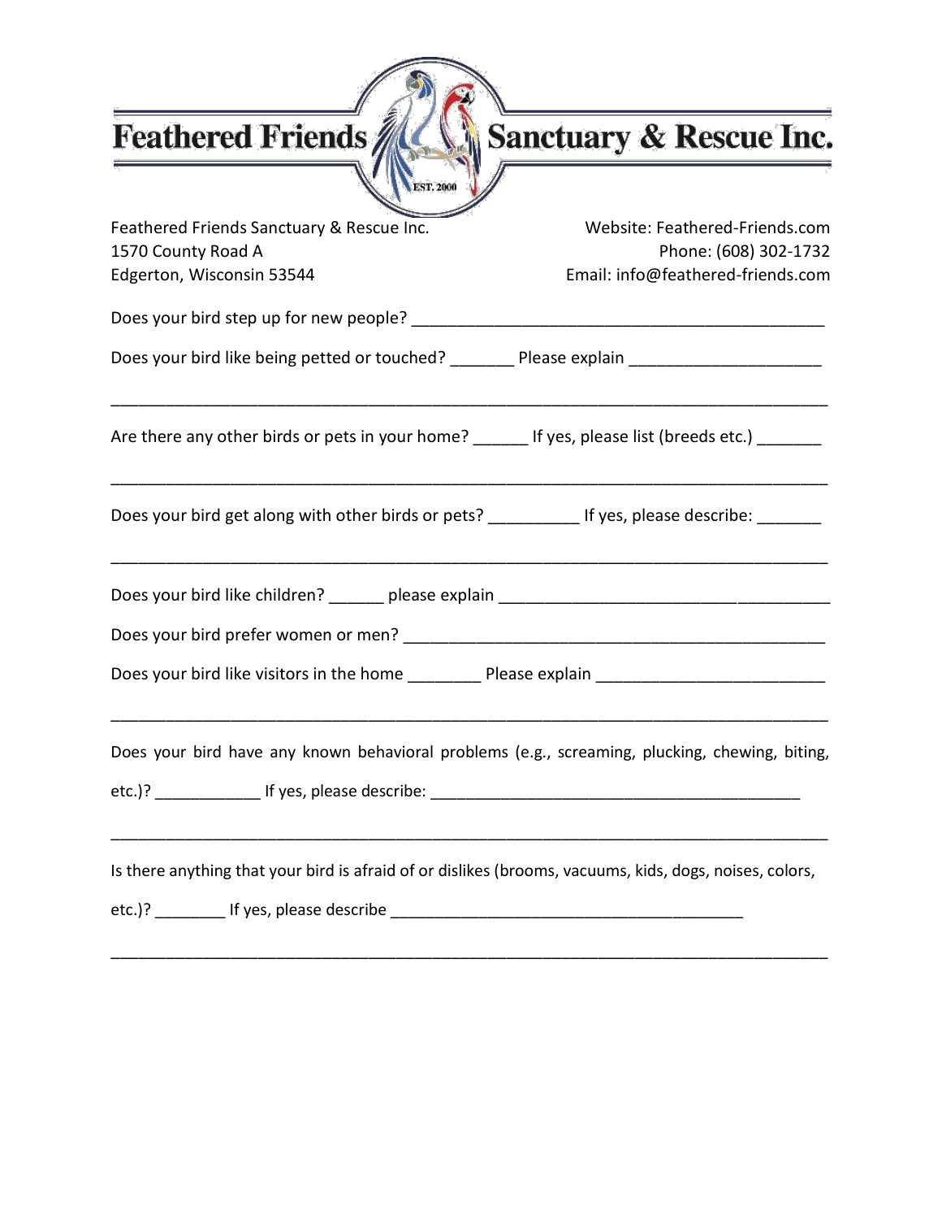# Feathered Friends Sanctuary & Rescue Inc.

EST. 2000

Feathered Friends Sanctuary & Rescue Inc.
1570 County Road A
Edgerton, Wisconsin 53544

Website: Feathered-Friends.com
Phone: (608) 302-1732
Email: info@feathered-friends.com

Does your bird step up for new people? ____________________________________________

Does your bird like being petted or touched? _______ Please explain ____________________

__________________________________________________________________________

Are there any other birds or pets in your home? ______ If yes, please list (breeds etc.) _______

__________________________________________________________________________

Does your bird get along with other birds or pets? __________ If yes, please describe: _______

__________________________________________________________________________

Does your bird like children? ______ please explain ___________________________________

Does your bird prefer women or men? ______________________________________________

Does your bird like visitors in the home ________ Please explain _________________________

__________________________________________________________________________

Does your bird have any known behavioral problems (e.g., screaming, plucking, chewing, biting, etc.)? ____________ If yes, please describe: ________________________________________

__________________________________________________________________________

Is there anything that your bird is afraid of or dislikes (brooms, vacuums, kids, dogs, noises, colors, etc.)? ________ If yes, please describe ______________________________________

__________________________________________________________________________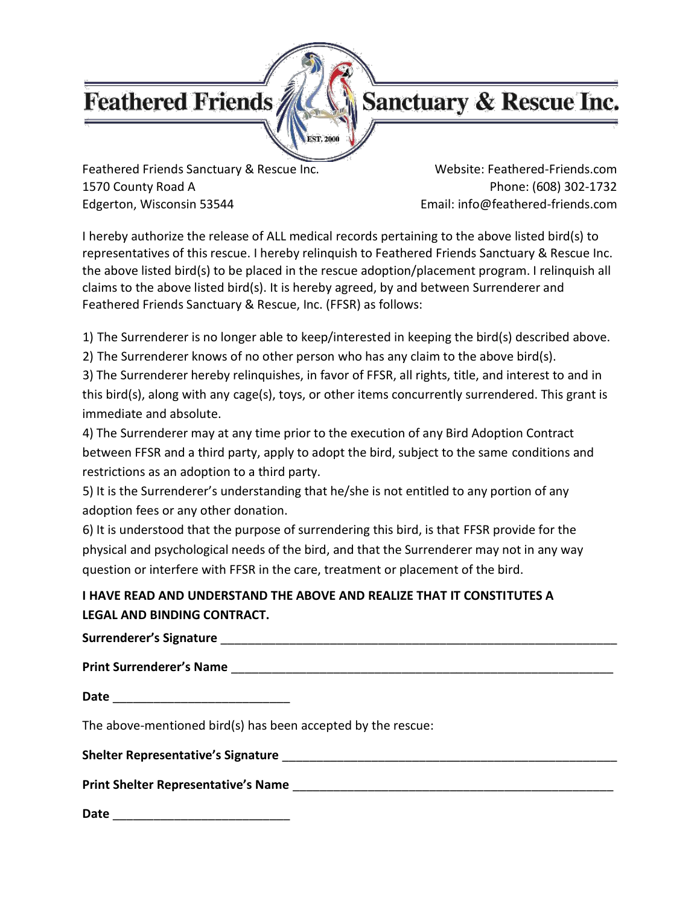# Feathered Friends Sanctuary & Rescue Inc.

EST. 2000

Feathered Friends Sanctuary & Rescue Inc.
1570 County Road A
Edgerton, Wisconsin 53544

Website: Feathered-Friends.com
Phone: (608) 302-1732
Email: info@feathered-friends.com

I hereby authorize the release of ALL medical records pertaining to the above listed bird(s) to representatives of this rescue. I hereby relinquish to Feathered Friends Sanctuary & Rescue Inc. the above listed bird(s) to be placed in the rescue adoption/placement program. I relinquish all claims to the above listed bird(s). It is hereby agreed, by and between Surrenderer and Feathered Friends Sanctuary & Rescue, Inc. (FFSR) as follows:

1) The Surrenderer is no longer able to keep/interested in keeping the bird(s) described above.
2) The Surrenderer knows of no other person who has any claim to the above bird(s).
3) The Surrenderer hereby relinquishes, in favor of FFSR, all rights, title, and interest to and in this bird(s), along with any cage(s), toys, or other items concurrently surrendered. This grant is immediate and absolute.
4) The Surrenderer may at any time prior to the execution of any Bird Adoption Contract between FFSR and a third party, apply to adopt the bird, subject to the same conditions and restrictions as an adoption to a third party.
5) It is the Surrenderer's understanding that he/she is not entitled to any portion of any adoption fees or any other donation.
6) It is understood that the purpose of surrendering this bird, is that FFSR provide for the physical and psychological needs of the bird, and that the Surrenderer may not in any way question or interfere with FFSR in the care, treatment or placement of the bird.

**I HAVE READ AND UNDERSTAND THE ABOVE AND REALIZE THAT IT CONSTITUTES A LEGAL AND BINDING CONTRACT.**

**Surrenderer's Signature** ____________________________________________________________

**Print Surrenderer's Name** __________________________________________________________

**Date** __________________________

The above-mentioned bird(s) has been accepted by the rescue:

**Shelter Representative's Signature** __________________________________________________

**Print Shelter Representative's Name** ________________________________________________

**Date** __________________________